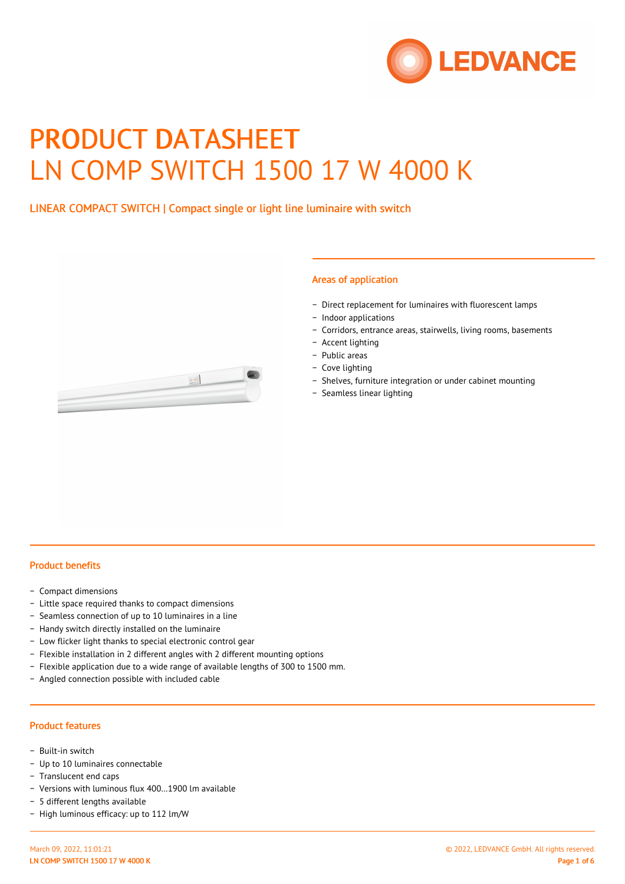# PRODUCT DATASHEET
# LN COMP SWITCH 1500 17 W 4000 K

LINEAR COMPACT SWITCH | Compact single or light line luminaire with switch

## Areas of application

- Direct replacement for luminaires with fluorescent lamps
- Indoor applications
- Corridors, entrance areas, stairwells, living rooms, basements
- Accent lighting
- Public areas
- Cove lighting
- Shelves, furniture integration or under cabinet mounting
- Seamless linear lighting

## Product benefits

- Compact dimensions
- Little space required thanks to compact dimensions
- Seamless connection of up to 10 luminaires in a line
- Handy switch directly installed on the luminaire
- Low flicker light thanks to special electronic control gear
- Flexible installation in 2 different angles with 2 different mounting options
- Flexible application due to a wide range of available lengths of 300 to 1500 mm.
- Angled connection possible with included cable

## Product features

- Built-in switch
- Up to 10 luminaires connectable
- Translucent end caps
- Versions with luminous flux 400…1900 lm available
- 5 different lengths available
- High luminous efficacy: up to 112 lm/W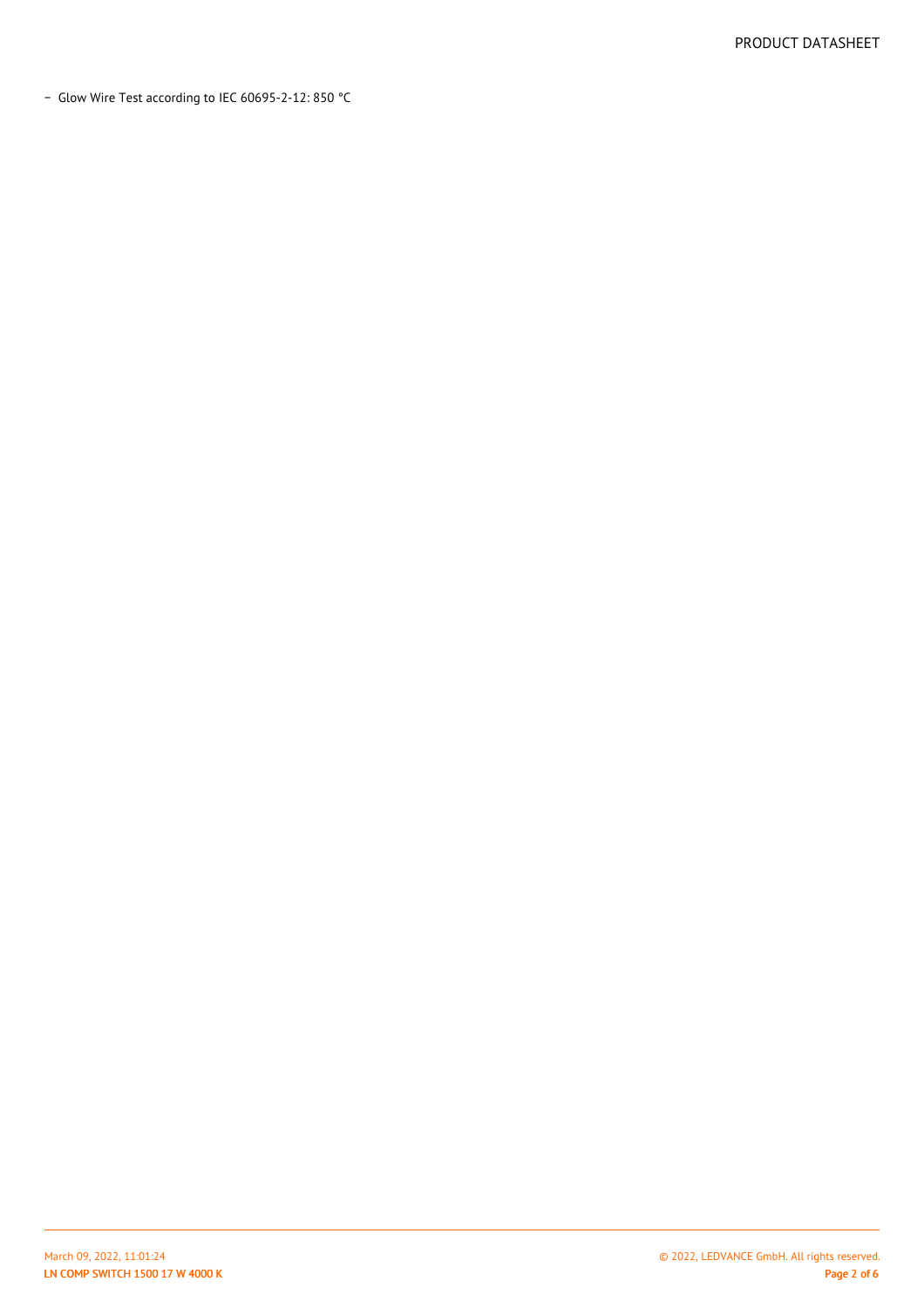- Glow Wire Test according to IEC 60695-2-12: 850 °C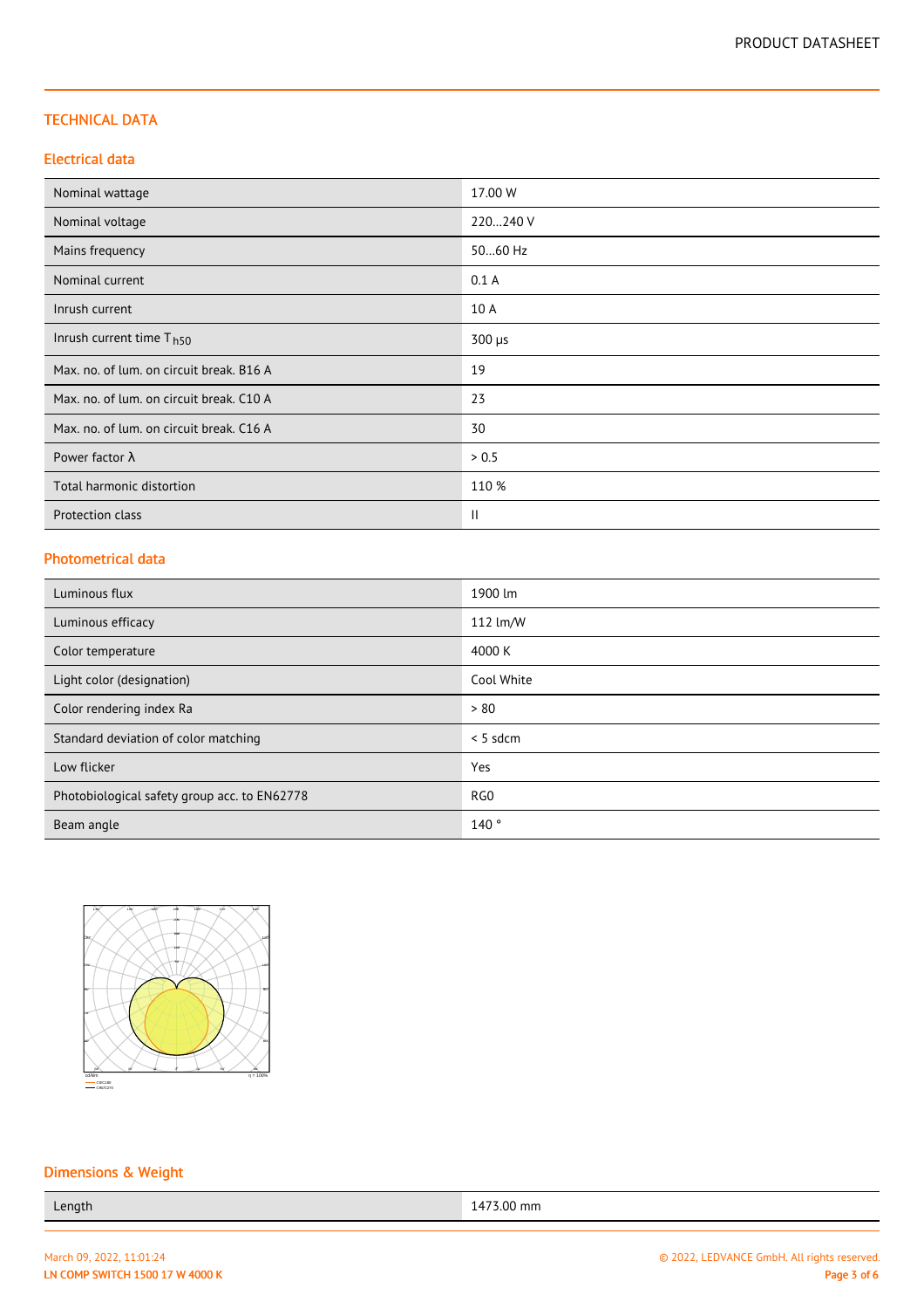## TECHNICAL DATA

### Electrical data

| Nominal wattage | 17.00 W |
|---|---|
| Nominal voltage | 220…240 V |
| Mains frequency | 50…60 Hz |
| Nominal current | 0.1 A |
| Inrush current | 10 A |
| Inrush current time $T_{h50}$ | 300 µs |
| Max. no. of lum. on circuit break. B16 A | 19 |
| Max. no. of lum. on circuit break. C10 A | 23 |
| Max. no. of lum. on circuit break. C16 A | 30 |
| Power factor λ | > 0.5 |
| Total harmonic distortion | 110 % |
| Protection class | II |

### Photometrical data

| Luminous flux | 1900 lm |
|---|---|
| Luminous efficacy | 112 lm/W |
| Color temperature | 4000 K |
| Light color (designation) | Cool White |
| Color rendering index Ra | > 80 |
| Standard deviation of color matching | < 5 sdcm |
| Low flicker | Yes |
| Photobiological safety group acc. to EN62778 | RG0 |
| Beam angle | 140 ° |

### Dimensions & Weight

| Length | 1473.00 mm |
|---|---|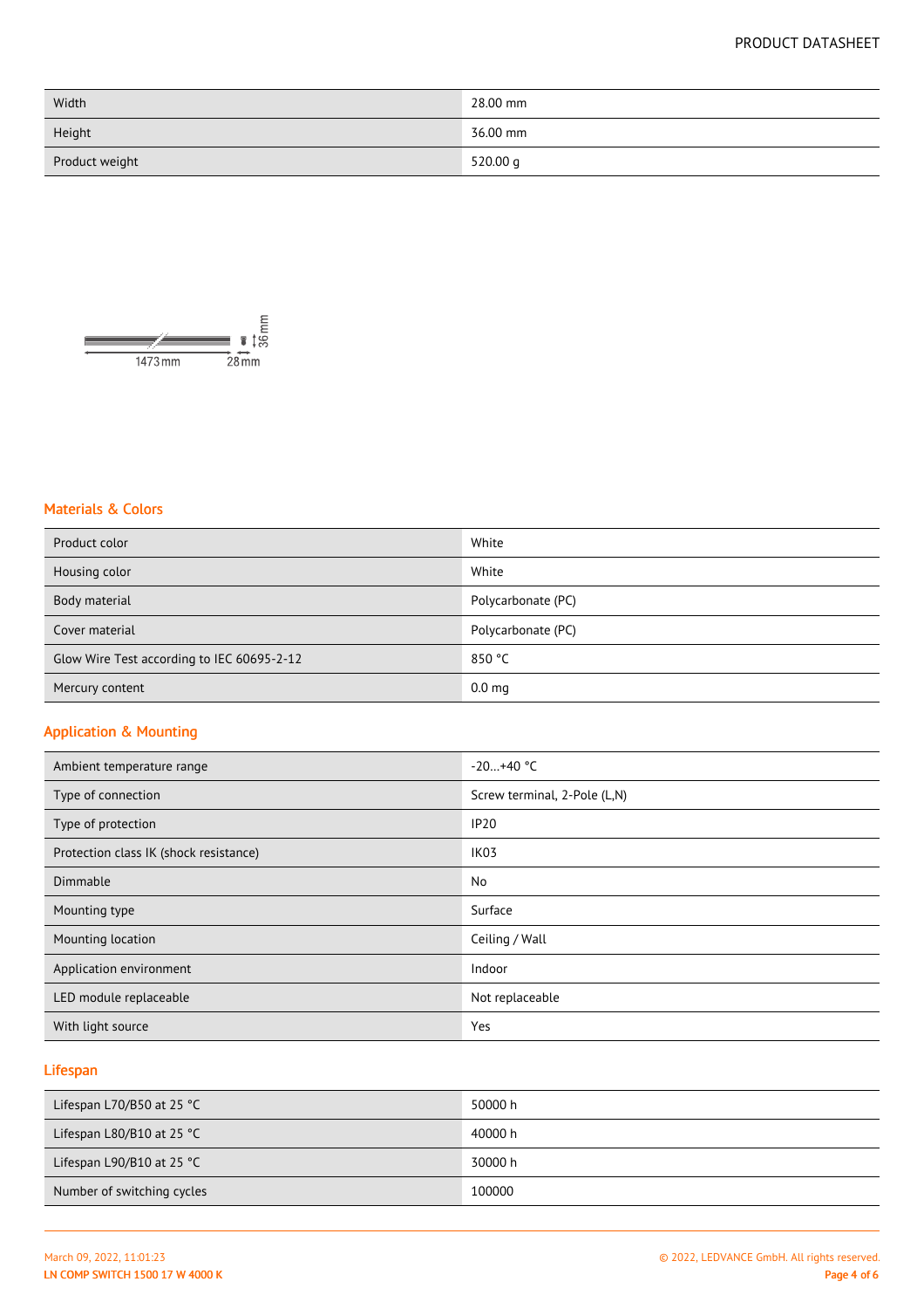| Width | 28.00 mm |
| --- | --- |
| Height | 36.00 mm |
| Product weight | 520.00 g |

1473 mm 28 mm 36 mm

## Materials & Colors

| Product color | White |
| --- | --- |
| Housing color | White |
| Body material | Polycarbonate (PC) |
| Cover material | Polycarbonate (PC) |
| Glow Wire Test according to IEC 60695-2-12 | 850 °C |
| Mercury content | 0.0 mg |

## Application & Mounting

| Ambient temperature range | -20…+40 °C |
| --- | --- |
| Type of connection | Screw terminal, 2-Pole (L,N) |
| Type of protection | IP20 |
| Protection class IK (shock resistance) | IK03 |
| Dimmable | No |
| Mounting type | Surface |
| Mounting location | Ceiling / Wall |
| Application environment | Indoor |
| LED module replaceable | Not replaceable |
| With light source | Yes |

## Lifespan

| Lifespan L70/B50 at 25 °C | 50000 h |
| --- | --- |
| Lifespan L80/B10 at 25 °C | 40000 h |
| Lifespan L90/B10 at 25 °C | 30000 h |
| Number of switching cycles | 100000 |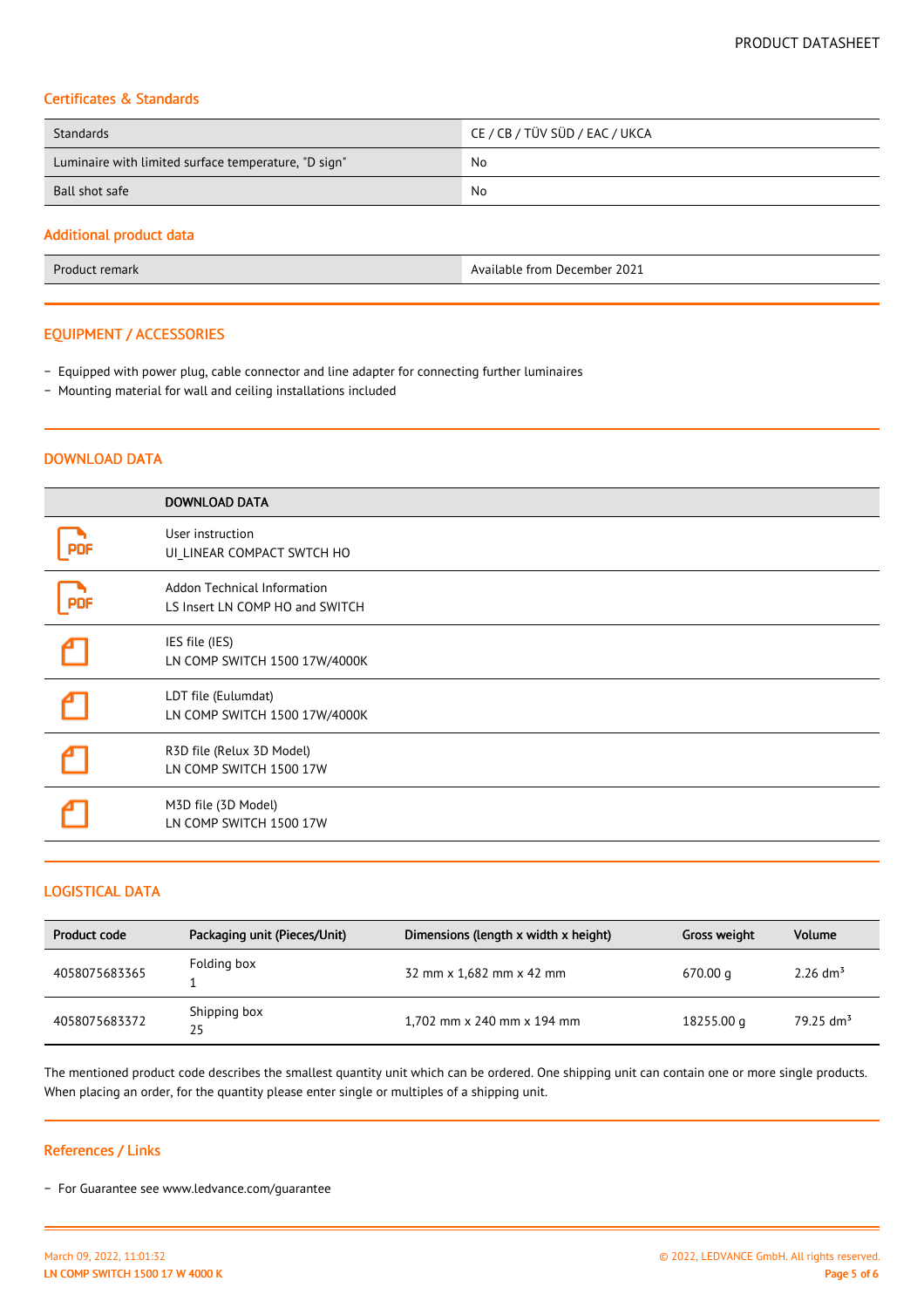## Certificates & Standards

| | |
|---|---|
| Standards | CE / CB / TÜV SÜD / EAC / UKCA |
| Luminaire with limited surface temperature, "D sign" | No |
| Ball shot safe | No |

## Additional product data

| | |
|---|---|
| Product remark | Available from December 2021 |

## EQUIPMENT / ACCESSORIES

- Equipped with power plug, cable connector and line adapter for connecting further luminaires
- Mounting material for wall and ceiling installations included

## DOWNLOAD DATA

| | DOWNLOAD DATA |
|---|---|
| PDF | User instruction<br>UI_LINEAR COMPACT SWTCH HO |
| PDF | Addon Technical Information<br>LS Insert LN COMP HO and SWITCH |
| | IES file (IES)<br>LN COMP SWITCH 1500 17W/4000K |
| | LDT file (Eulumdat)<br>LN COMP SWITCH 1500 17W/4000K |
| | R3D file (Relux 3D Model)<br>LN COMP SWITCH 1500 17W |
| | M3D file (3D Model)<br>LN COMP SWITCH 1500 17W |

## LOGISTICAL DATA

| Product code | Packaging unit (Pieces/Unit) | Dimensions (length x width x height) | Gross weight | Volume |
|---|---|---|---|---|
| 4058075683365 | Folding box<br>1 | 32 mm x 1,682 mm x 42 mm | 670.00 g | 2.26 dm³ |
| 4058075683372 | Shipping box<br>25 | 1,702 mm x 240 mm x 194 mm | 18255.00 g | 79.25 dm³ |

The mentioned product code describes the smallest quantity unit which can be ordered. One shipping unit can contain one or more single products. When placing an order, for the quantity please enter single or multiples of a shipping unit.

## References / Links

- For Guarantee see www.ledvance.com/guarantee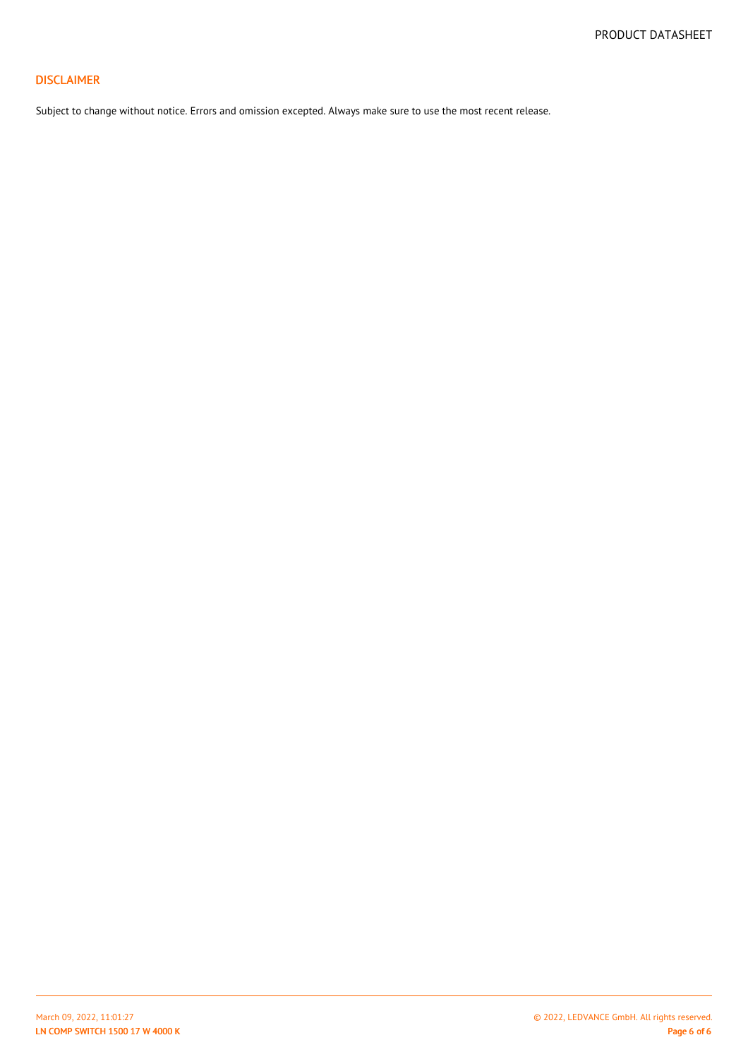## DISCLAIMER

Subject to change without notice. Errors and omission excepted. Always make sure to use the most recent release.